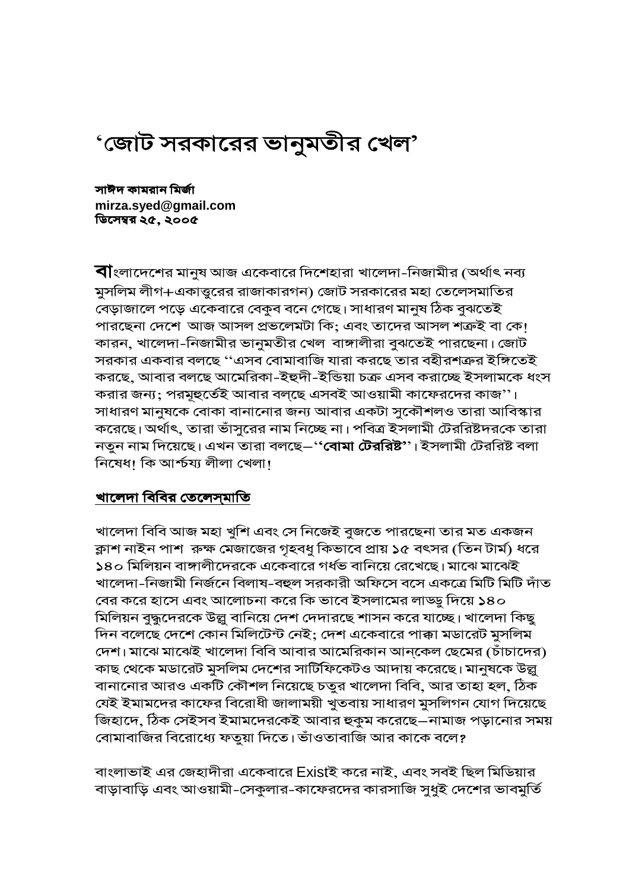# ‘জোট সরকারের ভানুমতীর খেল’

**সাঈদ কামরান মির্জা**
**mirza.syed@gmail.com**
**ডিসেম্বর ২৫, ২০০৫**

**বা**ংলাদেশের মানুষ আজ একেবারে দিশেহারা খালেদা-নিজামীর (অর্থাৎ নব্য মুসলিম লীগ+একাত্তুরের রাজাকারগন) জোট সরকারের মহা তেলেসমাতির বেড়াজালে পড়ে একেবারে বেকুব বনে গেছে। সাধারণ মানুষ ঠিক বুঝতেই পারছেনা দেশে আজ আসল প্রভলেমটা কি; এবং তাদের আসল শত্রুই বা কে! কারন, খালেদা-নিজামীর ভানুমতীর খেল বাঙ্গালীরা বুঝতেই পারছেনা। জোট সরকার একবার বলছে ‘‘এসব বোমাবাজি যারা করছে তার বহীরশত্রুর ইঙ্গিতেই করছে, আবার বলছে আমেরিকা-ইহুদী-ইন্ডিয়া চক্র এসব করাচ্ছে ইসলামকে ধংস করার জন্য; পরমূহুর্তেই আবার বল্‌ছে এসবই আওয়ামী কাফেরদের কাজ’’। সাধারণ মানুষকে বোকা বানানোর জন্য আবার একটা সুকৌশলও তারা আবিস্কার করেছে। অর্থাৎ, তারা ভাঁসুরের নাম নিচ্ছে না। পবিত্র ইসলামী টেররিষ্টদরকে তারা নতুন নাম দিয়েছে। এখন তারা বলছে—‘‘**বোমা টেররিষ্ট**’’। ইসলামী টেররিষ্ট বলা নিষেধ! কি আর্শচয্য লীলা খেলা!

## খালেদা বিবির তেলেস্‌মাতি

খালেদা বিবি আজ মহা খুশি এবং সে নিজেই বুজতে পারছেনা তার মত একজন ক্লাশ নাইন পাশ রুক্ষ মেজাজের গৃহবধু কিভাবে প্রায় ১৫ বৎসর (তিন টার্ম) ধরে ১৪০ মিলিয়ন বাঙ্গালীদেরকে একেবারে গর্ধভ বানিয়ে রেখেছে। মাঝে মাঝেই খালেদা-নিজামী নির্জনে বিলাষ-বহুল সরকারী অফিসে বসে একত্রে মিটি মিটি দাঁত বের করে হাসে এবং আলোচনা করে কি ভাবে ইসলামের লাড্ডু দিয়ে ১৪০ মিলিয়ন বুদ্ধুদেরকে উল্লু বানিয়ে দেশ দেদারছে শাসন করে যাচ্ছে। খালেদা কিছু দিন বলেছে দেশে কোন মিলিটেন্ট নেই; দেশ একেবারে পাক্কা মডারেট মুসলিম দেশ। মাঝে মাঝেই খালেদা বিবি আবার আমেরিকান আন্‌কেল ছেমের (চাঁচাদের) কাছ থেকে মডারেট মুসলিম দেশের সার্টিফিকেটও আদায় করেছে। মানুষকে উল্লু বানানোর আরও একটি কৌশল নিয়েছে চতুর খালেদা বিবি, আর তাহা হল, ঠিক যেই ইমামদের কাফের বিরোধী জালাময়ী খুতবায় সাধারণ মুসলিগন যোগ দিয়েছে জিহাদে, ঠিক সেইসব ইমামদেরকেই আবার হুকুম করেছে—নামাজ পড়ানোর সময় বোমাবাজির বিরোধ্যে ফতুয়া দিতে। ভাঁওতাবাজি আর কাকে বলে?

বাংলাভাই এর জেহাদীরা একেবারে Existই করে নাই, এবং সবই ছিল মিডিয়ার বাড়াবাড়ি এবং আওয়ামী-সেকুলার-কাফেরদের কারসাজি সুধুই দেশের ভাবমুর্তি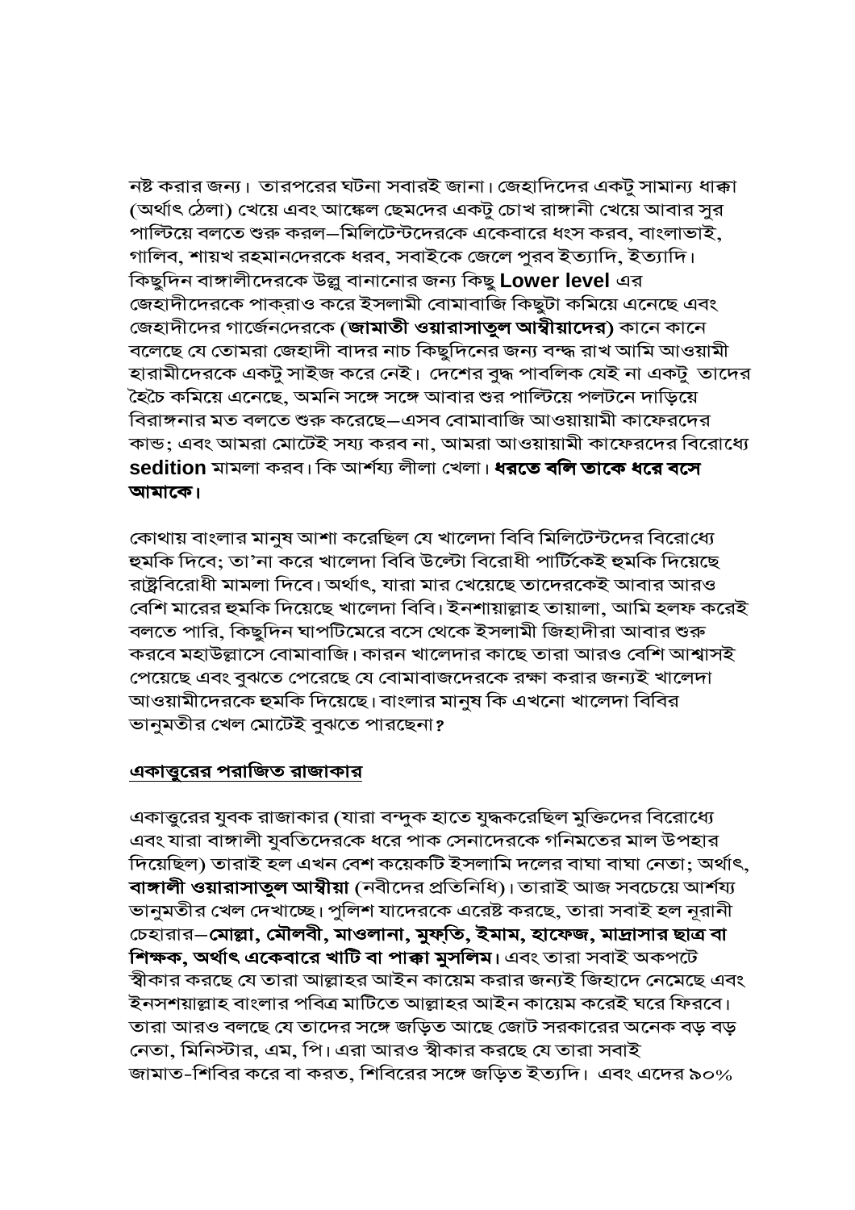নষ্ট করার জন্য। তারপরের ঘটনা সবারই জানা। জেহাদিদের একটু সামান্য ধাক্কা (অর্থাৎ ঠেলা) খেয়ে এবং আঙ্কেল ছেমদের একটু চোখ রাঙ্গানী খেয়ে আবার সুর পাল্টিয়ে বলতে শুরু করল–মিলিটেন্টদেরকে একেবারে ধংস করব, বাংলাভাই, গালিব, শায়খ রহমানদেরকে ধরব, সবাইকে জেলে পুরব ইত্যাদি, ইত্যাদি। কিছুদিন বাঙ্গালীদেরকে উল্লু বানানোর জন্য কিছু **Lower level** এর জেহাদীদেরকে পাকড়াও করে ইসলামী বোমাবাজি কিছুটা কমিয়ে এনেছে এবং জেহাদীদের গার্জেনদেরকে **(জামাতী ওয়ারাসাতুল আম্বীয়াদের)** কানে কানে বলেছে যে তোমরা জেহাদী বাদর নাচ কিছুদিনের জন্য বন্দ্ধ রাখ আমি আওয়ামী হারামীদেরকে একটু সাইজ করে নেই। দেশের বুদ্ধ পাবলিক যেই না একটু তাদের হৈচৈ কমিয়ে এনেছে, অমনি সঙ্গে সঙ্গে আবার শুর পাল্টিয়ে পলটনে দাড়িয়ে বিরাঙ্গনার মত বলতে শুরু করেছে–এসব বোমাবাজি আওয়ায়ামী কাফেরদের কান্ড; এবং আমরা মোটেই সহ্য করব না, আমরা আওয়ায়ামী কাফেরদের বিরোধ্যে **sedition** মামলা করব। কি আর্শয্য লীলা খেলা। **ধরতে বলি তাকে ধরে বসে আমাকে।**

কোথায় বাংলার মানুষ আশা করেছিল যে খালেদা বিবি মিলিটেন্টদের বিরোধ্যে হুমকি দিবে; তা'না করে খালেদা বিবি উল্টো বিরোধী পার্টিকেই হুমকি দিয়েছে রাষ্ট্রবিরোধী মামলা দিবে। অর্থাৎ, যারা মার খেয়েছে তাদেরকেই আবার আরও বেশি মারের হুমকি দিয়েছে খালেদা বিবি। ইনশায়াল্লাহ তায়ালা, আমি হলফ করেই বলতে পারি, কিছুদিন ঘাপটিমেরে বসে থেকে ইসলামী জিহাদীরা আবার শুরু করবে মহাউল্লাসে বোমাবাজি। কারন খালেদার কাছে তারা আরও বেশি আশ্বাসই পেয়েছে এবং বুঝতে পেরেছে যে বোমাবাজদেরকে রক্ষা করার জন্যই খালেদা আওয়ামীদেরকে হুমকি দিয়েছে। বাংলার মানুষ কি এখনো খালেদা বিবির ভানুমতীর খেল মোটেই বুঝতে পারছেনা?

**<u>একাত্তুরের পরাজিত রাজাকার</u>**

একাত্তুরের যুবক রাজাকার (যারা বন্দুক হাতে যুদ্ধকরেছিল মুক্তিদের বিরোধ্যে এবং যারা বাঙ্গালী যুবতিদেরকে ধরে পাক সেনাদেরকে গনিমতের মাল উপহার দিয়েছিল) তারাই হল এখন বেশ কয়েকটি ইসলামি দলের বাঘা বাঘা নেতা; অর্থাৎ, **বাঙ্গালী ওয়ারাসাতুল আম্বীয়া** (নবীদের প্রতিনিধি)। তারাই আজ সবচেয়ে আর্শয্য ভানুমতীর খেল দেখাচ্ছে। পুলিশ যাদেরকে এরেষ্ট করছে, তারা সবাই হল নূরানী চেহারার–**মোল্লা, মৌলবী, মাওলানা, মুফ্তি, ইমাম, হাফেজ, মাদ্রাসার ছাত্র বা শিক্ষক, অর্থাৎ একেবারে খাটি বা পাক্কা মুসলিম**। এবং তারা সবাই অকপটে স্বীকার করছে যে তারা আল্লাহর আইন কায়েম করার জন্যই জিহাদে নেমেছে এবং ইনসশয়াল্লাহ বাংলার পবিত্র মাটিতে আল্লাহর আইন কায়েম করেই ঘরে ফিরবে। তারা আরও বলছে যে তাদের সঙ্গে জড়িত আছে জোট সরকারের অনেক বড় বড় নেতা, মিনিস্টার, এম, পি। এরা আরও স্বীকার করছে যে তারা সবাই জামাত-শিবির করে বা করত, শিবিরের সঙ্গে জড়িত ইত্যাদি। এবং এদের ৯০%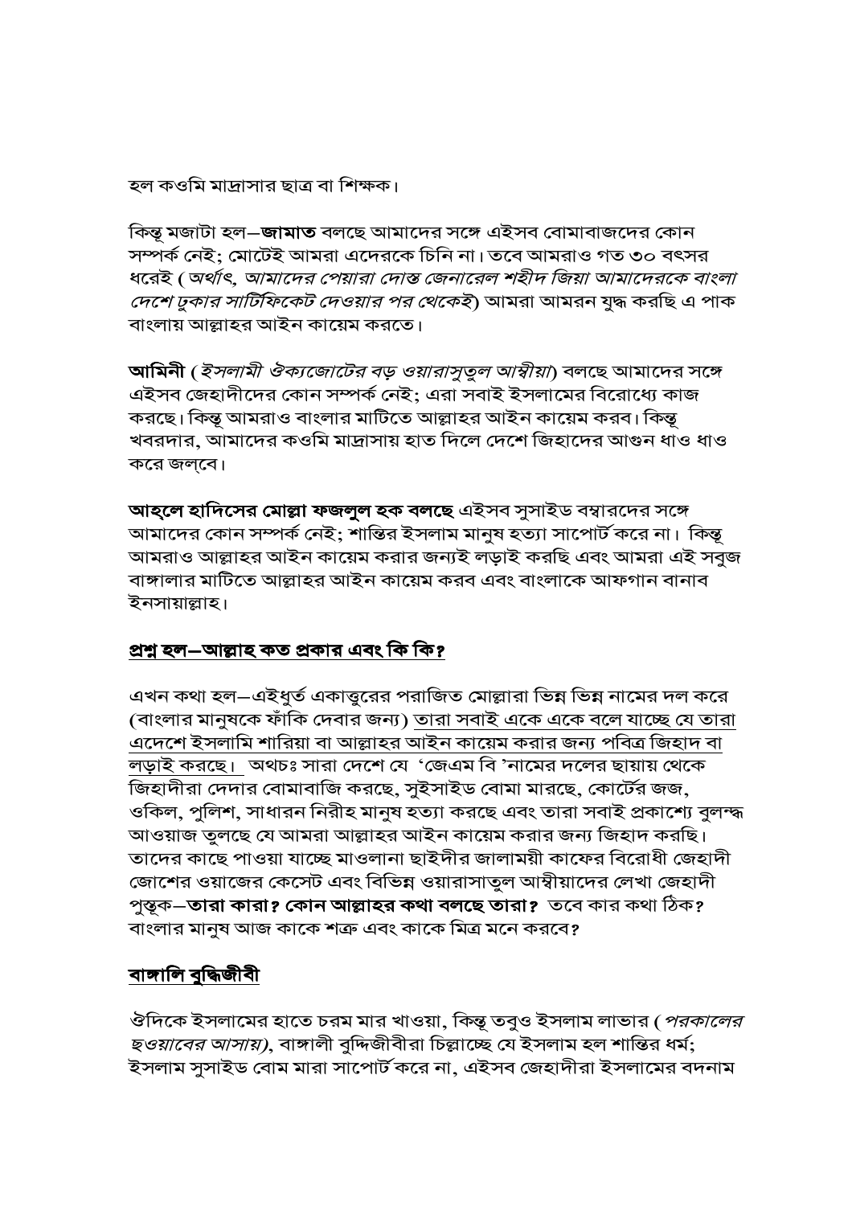হল কওমি মাদ্রাসার ছাত্র বা শিক্ষক।

কিন্তু মজাটা হল—**জামাত** বলছে আমাদের সঙ্গে এইসব বোমাবাজদের কোন সম্পর্ক নেই; মোটেই আমরা এদেরকে চিনি না। তবে আমরাও গত ৩০ বৎসর ধরেই (*অর্থাৎ, আমাদের পেয়ারা দোস্ত জেনারেল শহীদ জিয়া আমাদেরকে বাংলা দেশে ঢুকার সার্টিফিকেট দেওয়ার পর থেকেই*) আমরা আমরন যুদ্ধ করছি এ পাক বাংলায় আল্লাহর আইন কায়েম করতে।

**আমিনী** (*ইসলামী ঐক্যজোটের বড় ওয়ারাসুতুল আম্বীয়া*) বলছে আমাদের সঙ্গে এইসব জেহাদীদের কোন সম্পর্ক নেই; এরা সবাই ইসলামের বিরোধ্যে কাজ করছে। কিন্তু আমরাও বাংলার মাটিতে আল্লাহর আইন কায়েম করব। কিন্তু খবরদার, আমাদের কওমি মাদ্রাসায় হাত দিলে দেশে জিহাদের আগুন ধাও ধাও করে জল্‌বে।

**আহলে হাদিসের মোল্লা ফজলুল হক বলছে** এইসব সুসাইড বম্বারদের সঙ্গে আমাদের কোন সম্পর্ক নেই; শান্তির ইসলাম মানুষ হত্যা সাপোর্ট করে না। কিন্তু আমরাও আল্লাহর আইন কায়েম করার জন্যই লড়াই করছি এবং আমরা এই সবুজ বাঙ্গালার মাটিতে আল্লাহর আইন কায়েম করব এবং বাংলাকে আফগান বানাব ইনসায়াল্লাহ।

## <u>প্রশ্ন হল—আল্লাহ কত প্রকার এবং কি কি?</u>

এখন কথা হল—এইধুর্ত একাত্তুরের পরাজিত মোল্লারা ভিন্ন ভিন্ন নামের দল করে (বাংলার মানুষকে ফাঁকি দেবার জন্য) <u>তারা সবাই একে একে বলে যাচ্ছে যে তারা এদেশে ইসলামি শারিয়া বা আল্লাহর আইন কায়েম করার জন্য পবিত্র জিহাদ বা লড়াই করছে।</u> অথচঃ সারা দেশে যে 'জেএম বি 'নামের দলের ছায়ায় থেকে জিহাদীরা দেদার বোমাবাজি করছে, সুইসাইড বোমা মারছে, কোর্টের জজ, ওকিল, পুলিশ, সাধারন নিরীহ মানুষ হত্যা করছে এবং তারা সবাই প্রকাশ্যে বুলন্দ্ধ আওয়াজ তুলছে যে আমরা আল্লাহর আইন কায়েম করার জন্য জিহাদ করছি। তাদের কাছে পাওয়া যাচ্ছে মাওলানা ছাইদীর জালাময়ী কাফের বিরোধী জেহাদী জোশের ওয়াজের কেসেট এবং বিভিন্ন ওয়ারাসাতুল আম্বীয়াদের লেখা জেহাদী পুস্তূক—**তারা কারা? কোন আল্লাহর কথা বলছে তারা?** তবে কার কথা ঠিক? বাংলার মানুষ আজ কাকে শত্রু এবং কাকে মিত্র মনে করবে?

## <u>বাঙ্গালি বুদ্ধিজীবী</u>

ঔদিকে ইসলামের হাতে চরম মার খাওয়া, কিন্তু তবুও ইসলাম লাভার (*পরকালের ছওয়াবের আসায়*), বাঙ্গালী বুদ্দিজীবীরা চিল্লাচ্ছে যে ইসলাম হল শান্তির ধর্ম; ইসলাম সুসাইড বোম মারা সাপোর্ট করে না, এইসব জেহাদীরা ইসলামের বদনাম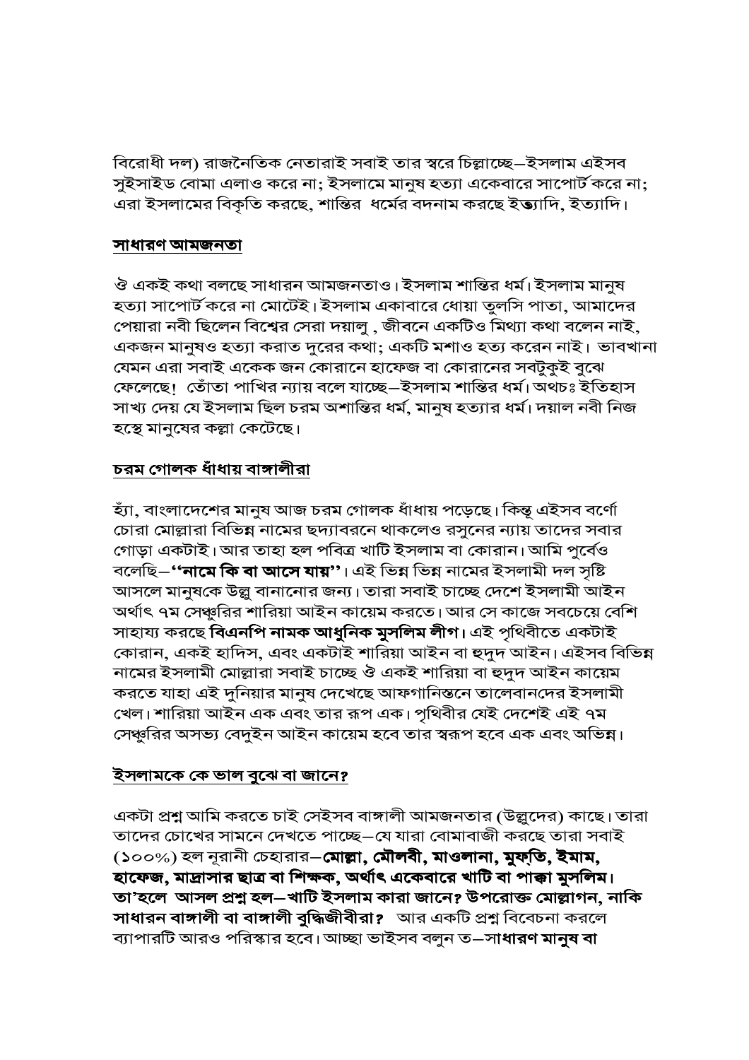বিরোধী দল) রাজনৈতিক নেতারাই সবাই তার স্বরে চিল্লাচ্ছে—ইসলাম এইসব সুইসাইড বোমা এলাও করে না; ইসলামে মানুষ হত্যা একেবারে সাপোর্ট করে না; এরা ইসলামের বিকৃতি করছে, শান্তির ধর্মের বদনাম করছে ইত্যাদি, ইত্যাদি।

## সাধারণ আমজনতা

ঔ একই কথা বলছে সাধারন আমজনতাও। ইসলাম শান্তির ধর্ম। ইসলাম মানুষ হত্যা সাপোর্ট করে না মোটেই। ইসলাম একাবারে ধোয়া তুলসি পাতা, আমাদের পেয়ারা নবী ছিলেন বিশ্বের সেরা দয়ালু , জীবনে একটিও মিথ্যা কথা বলেন নাই, একজন মানুষও হত্যা করাত দুরের কথা; একটি মশাও হত্য করেন নাই। ভাবখানা যেমন এরা সবাই এককে জন কোরানে হাফেজ বা কোরানের সবটুকুই বুঝে ফেলেছে! তোঁতা পাখির ন্যায় বলে যাচ্ছে—ইসলাম শান্তির ধর্ম। অথচঃ ইতিহাস সাখ্য দেয় যে ইসলাম ছিল চরম অশান্তির ধর্ম, মানুষ হত্যার ধর্ম। দয়াল নবী নিজ হস্তে মানুষের কল্লা কেটেছে।

## চরম গোলক ধাঁধায় বাঙ্গালীরা

হ্যাঁ, বাংলাদেশের মানুষ আজ চরম গোলক ধাঁধায় পড়েছে। কিন্তু এইসব বর্ণো চোরা মোল্লারা বিভিন্ন নামের ছদ্যাবরনে থাকলেও রসুনের ন্যায় তাদের সবার গোড়া একটাই। আর তাহা হল পবিত্র খাটি ইসলাম বা কোরান। আমি পুর্বেও বলেছি—**''নামে কি বা আসে যায়''**। এই ভিন্ন ভিন্ন নামের ইসলামী দল সৃষ্টি আসলে মানুষকে উল্লু বানানোর জন্য। তারা সবাই চাচ্ছে দেশে ইসলামী আইন অর্থাৎ ৭ম সেঞ্চুরির শারিয়া আইন কায়েম করতে। আর সে কাজে সবচেয়ে বেশি সাহায্য করছে **বিএনপি নামক আধুনিক মুসলিম লীগ।** এই পৃথিবীতে একটাই কোরান, একই হাদিস, এবং একটাই শারিয়া আইন বা হুদুদ আইন। এইসব বিভিন্ন নামের ইসলামী মোল্লারা সবাই চাচ্ছে ঔ একই শারিয়া বা হুদুদ আইন কায়েম করতে যাহা এই দুনিয়ার মানুষ দেখেছে আফগানিস্তনে তালেবানদের ইসলামী খেল। শারিয়া আইন এক এবং তার রূপ এক। পৃথিবীর যেই দেশেই এই ৭ম সেঞ্চুরির অসভ্য বেদুইন আইন কায়েম হবে তার স্বরূপ হবে এক এবং অভিন্ন।

## ইসলামকে কে ভাল বুঝে বা জানে?

একটা প্রশ্ন আমি করতে চাই সেইসব বাঙ্গালী আমজনতার (উল্লুদের) কাছে। তারা তাদের চোখের সামনে দেখতে পাচ্ছে—যে যারা বোমাবাজী করছে তারা সবাই (১০০%) হল নূরানী চেহারার—**মোল্লা, মৌলবী, মাওলানা, মুফ্তি, ইমাম, হাফেজ, মাদ্রাসার ছাত্র বা শিক্ষক, অর্থাৎ একেবারে খাটি বা পাক্কা মুসলিম। তা'হলে আসল প্রশ্ন হল—খাটি ইসলাম কারা জানে? উপরোক্ত মোল্লাগন, নাকি সাধারন বাঙ্গালী বা বাঙ্গালী বুদ্ধিজীবীরা?** আর একটি প্রশ্ন বিবেচনা করলে ব্যাপারটি আরও পরিস্কার হবে। আচ্ছা ভাইসব বলুন ত—**সাধারণ মানুষ বা**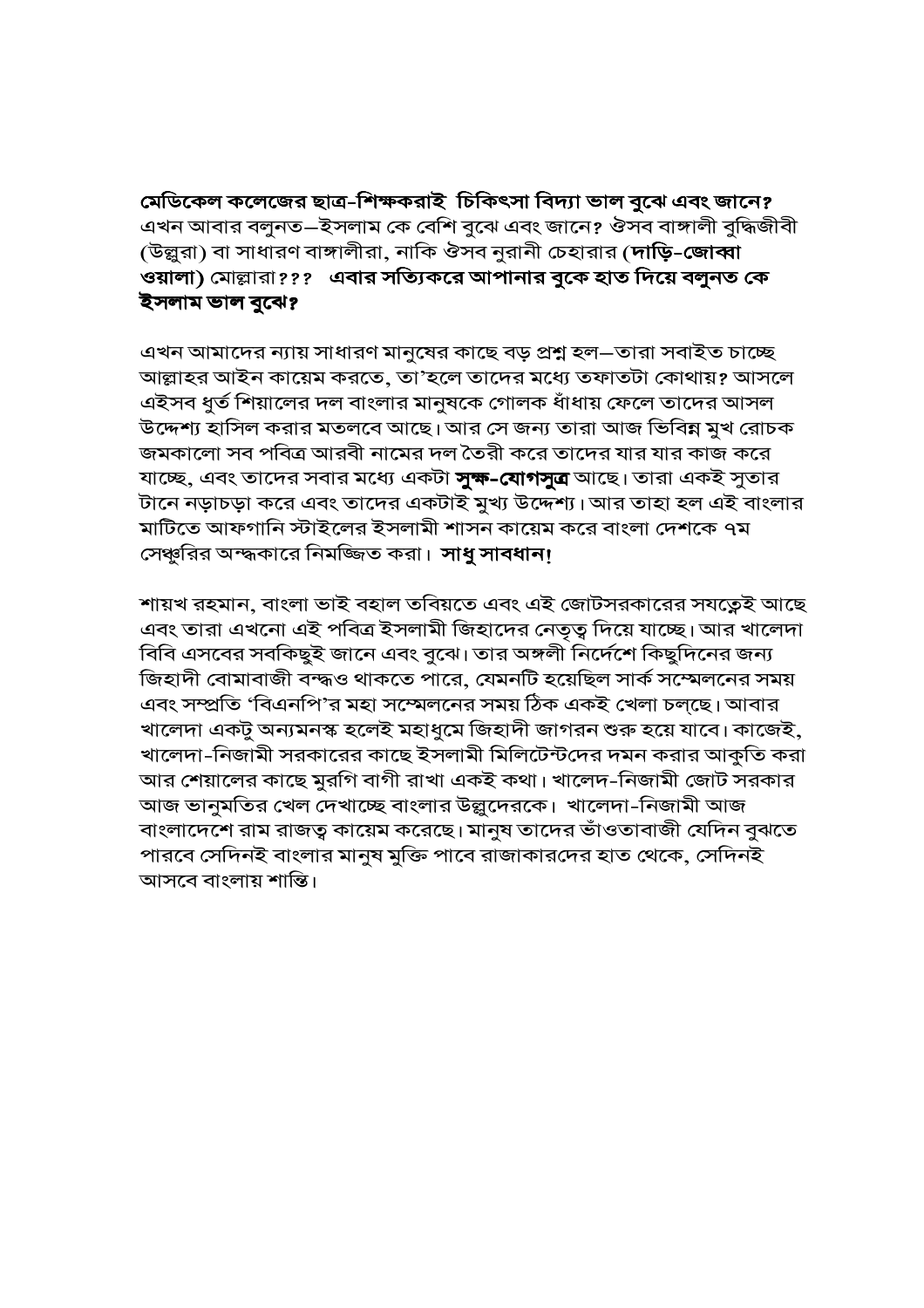**মেডিকেল কলেজের ছাত্র-শিক্ষকরাই চিকিৎসা বিদ্যা ভাল বুঝে এবং জানে?** এখন আবার বলুনত–ইসলাম কে বেশি বুঝে এবং জানে? ঔসব বাঙ্গালী বুদ্ধিজীবী (উল্লুরা) বা সাধারণ বাঙ্গালীরা, নাকি ঔসব নুরানী চেহারার **(দাড়ি-জোব্বা ওয়ালা)** মোল্লারা??? **এবার সত্যিকরে আপানার বুকে হাত দিয়ে বলুনত কে ইসলাম ভাল বুঝে?**

এখন আমাদের ন্যায় সাধারণ মানুষের কাছে বড় প্রশ্ন হল–তারা সবাইত চাচ্ছে আল্লাহর আইন কায়েম করতে, তা'হলে তাদের মধ্যে তফাতটা কোথায়? আসলে এইসব ধুর্ত শিয়ালের দল বাংলার মানুষকে গোলক ধাঁধায় ফেলে তাদের আসল উদ্দেশ্য হাসিল করার মতলবে আছে। আর সে জন্য তারা আজ ভিবিন্ন মুখ রোচক জমকালো সব পবিত্র আরবী নামের দল তৈরী করে তাদের যার যার কাজ করে যাচ্ছে, এবং তাদের সবার মধ্যে একটা **সুক্ষ-যোগসুত্র** আছে। তারা একই সুতার টানে নড়াচড়া করে এবং তাদের একটাই মুখ্য উদ্দেশ্য। আর তাহা হল এই বাংলার মাটিতে আফগানি স্টাইলের ইসলামী শাসন কায়েম করে বাংলা দেশকে ৭ম সেঞ্চুরির অন্ধকারে নিমজ্জিত করা। **সাধু সাবধান!**

শায়খ রহমান, বাংলা ভাই বহাল তবিয়তে এবং এই জোটসরকারের সযত্নেই আছে এবং তারা এখনো এই পবিত্র ইসলামী জিহাদের নেতৃত্ব দিয়ে যাচ্ছে। আর খালেদা বিবি এসবের সবকিছুই জানে এবং বুঝে। তার অঙ্গুলী নির্দেশে কিছুদিনের জন্য জিহাদী বোমাবাজী বন্দ্ধও থাকতে পারে, যেমনটি হয়েছিল সার্ক সম্মেলনের সময় এবং সম্প্রতি 'বিএনপি'র মহা সম্মেলনের সময় ঠিক একই খেলা চল্ছে। আবার খালেদা একটু অন্যমনস্ক হলেই মহাধুমে জিহাদী জাগরন শুরু হয়ে যাবে। কাজেই, খালেদা-নিজামী সরকারের কাছে ইসলামী মিলিটেন্টদের দমন করার আকুতি করা আর শেয়ালের কাছে মুরগি বাগী রাখা একই কথা। খালেদ-নিজামী জোট সরকার আজ ভানুমতির খেল দেখাচ্ছে বাংলার উল্লুদেরকে। খালেদা-নিজামী আজ বাংলাদেশে রাম রাজত্ব কায়েম করেছে। মানুষ তাদের ভাঁওতাবাজী যেদিন বুঝতে পারবে সেদিনই বাংলার মানুষ মুক্তি পাবে রাজাকারদের হাত থেকে, সেদিনই আসবে বাংলায় শান্তি।